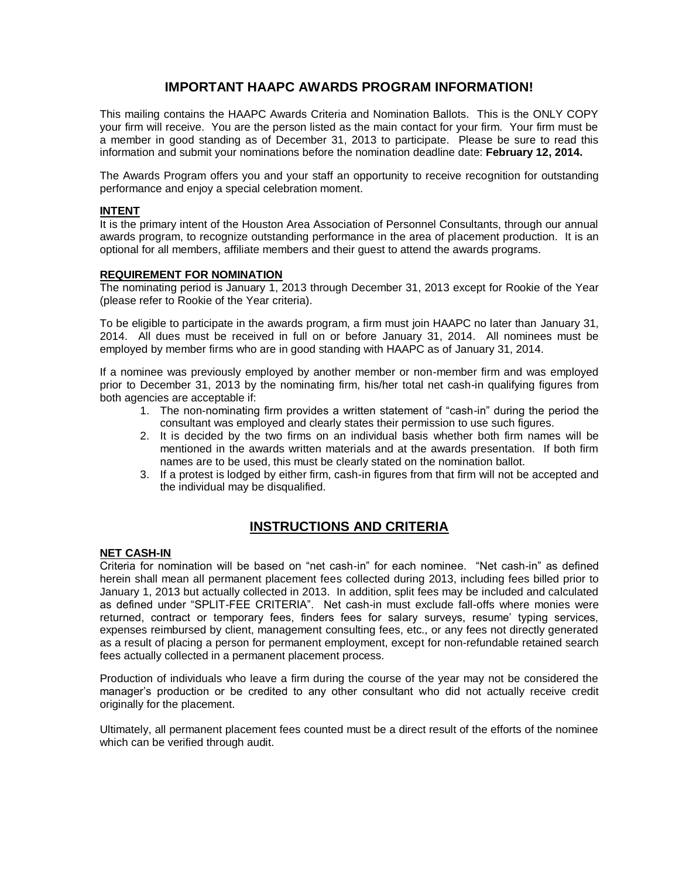## IMPORTANT HAAPC AWARDS PROGRAM INFORMATION!

This mailing contains the HAAPC Awards Criteria and Nomination Ballots. This is the ONLY COPY your firm will receive. You are the person listed as the main contact for your firm. Your firm must be a member in good standing as of December 31, 2013 to participate. Please be sure to read this information and submit your nominations before the nomination deadline date: **February 12, 2014.**

The Awards Program offers you and your staff an opportunity to receive recognition for outstanding performance and enjoy a special celebration moment.

### INTENT

It is the primary intent of the Houston Area Association of Personnel Consultants, through our annual awards program, to recognize outstanding performance in the area of placement production. It is an optional for all members, affiliate members and their guest to attend the awards programs.

### REQUIREMENT FOR NOMINATION

The nominating period is January 1, 2013 through December 31, 2013 except for Rookie of the Year (please refer to Rookie of the Year criteria).

To be eligible to participate in the awards program, a firm must join HAAPC no later than January 31, 2014. All dues must be received in full on or before January 31, 2014. All nominees must be employed by member firms who are in good standing with HAAPC as of January 31, 2014.

If a nominee was previously employed by another member or non-member firm and was employed prior to December 31, 2013 by the nominating firm, his/her total net cash-in qualifying figures from both agencies are acceptable if:

1. The non-nominating firm provides a written statement of "cash-in" during the period the consultant was employed and clearly states their permission to use such figures.
2. It is decided by the two firms on an individual basis whether both firm names will be mentioned in the awards written materials and at the awards presentation. If both firm names are to be used, this must be clearly stated on the nomination ballot.
3. If a protest is lodged by either firm, cash-in figures from that firm will not be accepted and the individual may be disqualified.

## INSTRUCTIONS AND CRITERIA

### NET CASH-IN

Criteria for nomination will be based on "net cash-in" for each nominee. "Net cash-in" as defined herein shall mean all permanent placement fees collected during 2013, including fees billed prior to January 1, 2013 but actually collected in 2013. In addition, split fees may be included and calculated as defined under "SPLIT-FEE CRITERIA". Net cash-in must exclude fall-offs where monies were returned, contract or temporary fees, finders fees for salary surveys, resume' typing services, expenses reimbursed by client, management consulting fees, etc., or any fees not directly generated as a result of placing a person for permanent employment, except for non-refundable retained search fees actually collected in a permanent placement process.

Production of individuals who leave a firm during the course of the year may not be considered the manager's production or be credited to any other consultant who did not actually receive credit originally for the placement.

Ultimately, all permanent placement fees counted must be a direct result of the efforts of the nominee which can be verified through audit.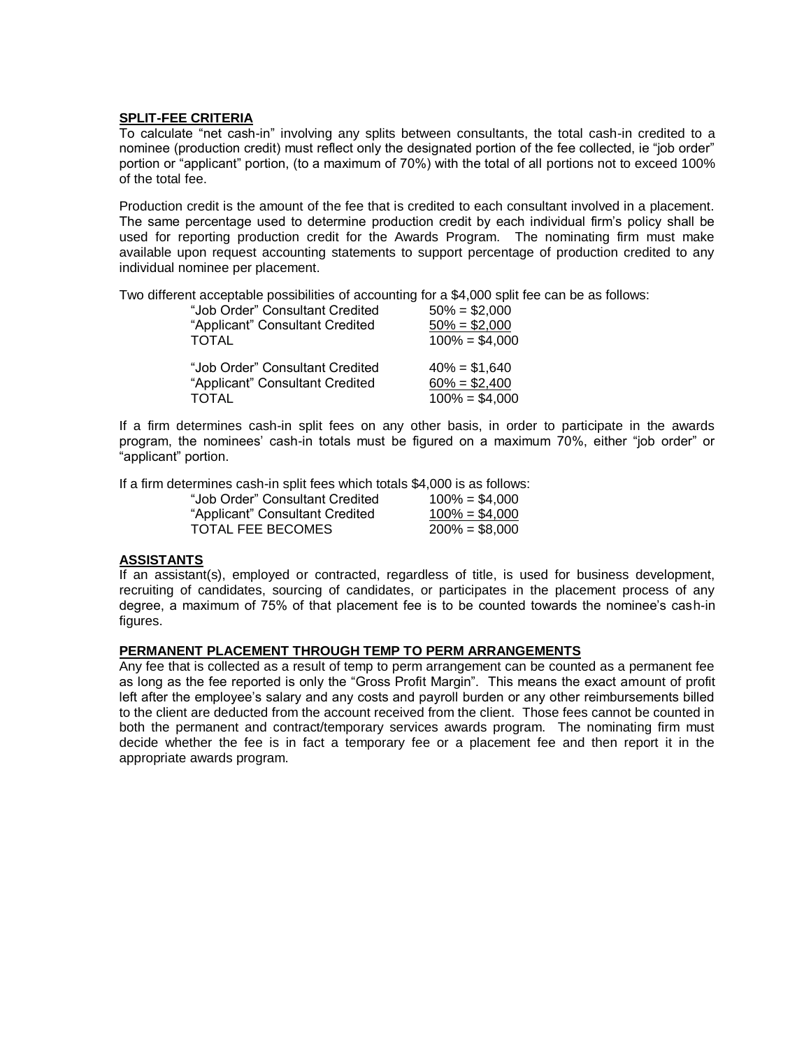## SPLIT-FEE CRITERIA

To calculate "net cash-in" involving any splits between consultants, the total cash-in credited to a nominee (production credit) must reflect only the designated portion of the fee collected, ie "job order" portion or "applicant" portion, (to a maximum of 70%) with the total of all portions not to exceed 100% of the total fee.

Production credit is the amount of the fee that is credited to each consultant involved in a placement. The same percentage used to determine production credit by each individual firm's policy shall be used for reporting production credit for the Awards Program. The nominating firm must make available upon request accounting statements to support percentage of production credited to any individual nominee per placement.

Two different acceptable possibilities of accounting for a $4,000 split fee can be as follows:

| | |
|---|---|
| "Job Order" Consultant Credited | 50% = $2,000 |
| "Applicant" Consultant Credited | 50% = $2,000 |
| TOTAL | 100% = $4,000 |

| | |
|---|---|
| "Job Order" Consultant Credited | 40% = $1,640 |
| "Applicant" Consultant Credited | 60% = $2,400 |
| TOTAL | 100% = $4,000 |

If a firm determines cash-in split fees on any other basis, in order to participate in the awards program, the nominees' cash-in totals must be figured on a maximum 70%, either "job order" or "applicant" portion.

If a firm determines cash-in split fees which totals $4,000 is as follows:

| | |
|---|---|
| "Job Order" Consultant Credited | 100% = $4,000 |
| "Applicant" Consultant Credited | 100% = $4,000 |
| TOTAL FEE BECOMES | 200% = $8,000 |

## ASSISTANTS

If an assistant(s), employed or contracted, regardless of title, is used for business development, recruiting of candidates, sourcing of candidates, or participates in the placement process of any degree, a maximum of 75% of that placement fee is to be counted towards the nominee's cash-in figures.

## PERMANENT PLACEMENT THROUGH TEMP TO PERM ARRANGEMENTS

Any fee that is collected as a result of temp to perm arrangement can be counted as a permanent fee as long as the fee reported is only the "Gross Profit Margin". This means the exact amount of profit left after the employee's salary and any costs and payroll burden or any other reimbursements billed to the client are deducted from the account received from the client. Those fees cannot be counted in both the permanent and contract/temporary services awards program. The nominating firm must decide whether the fee is in fact a temporary fee or a placement fee and then report it in the appropriate awards program.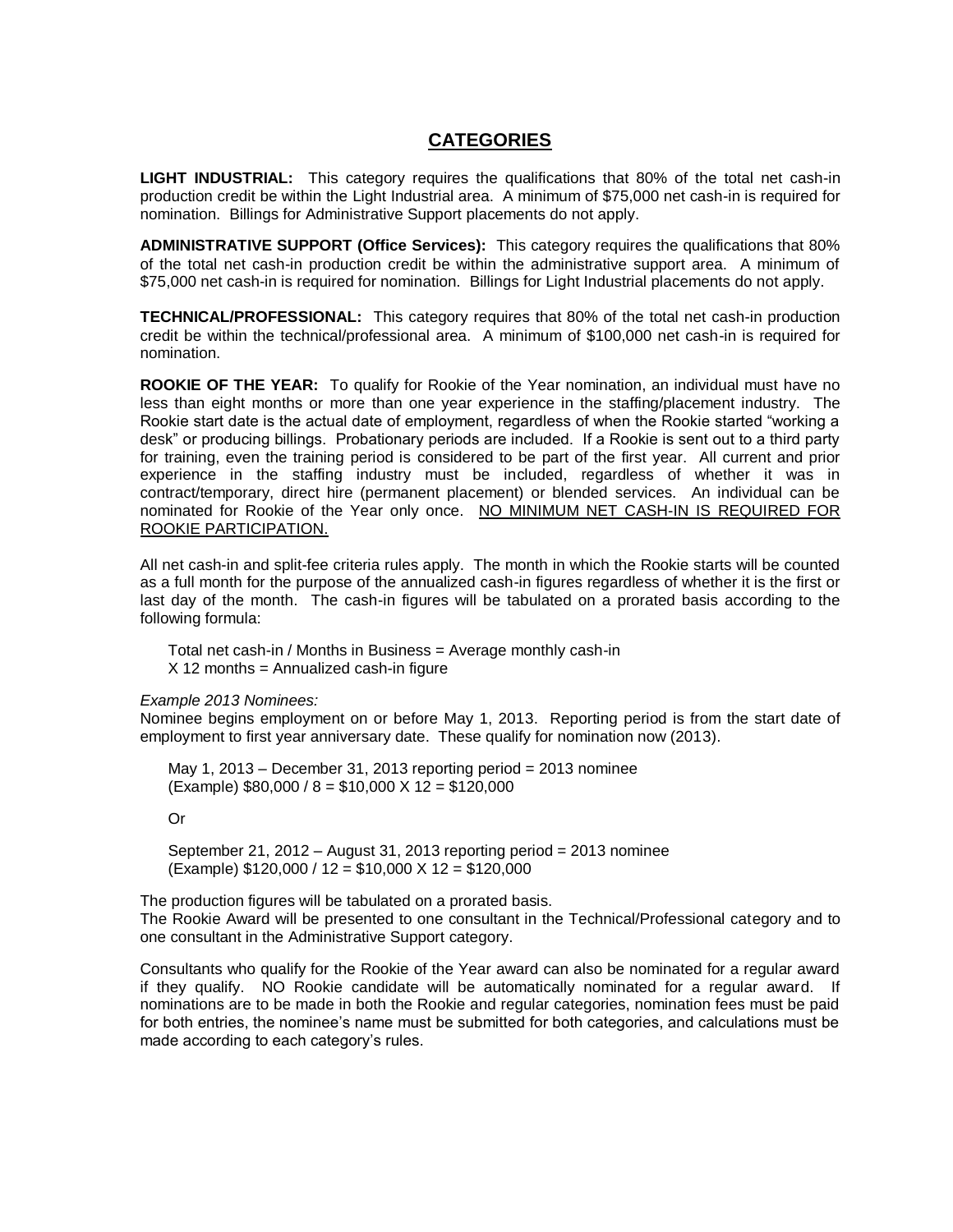## CATEGORIES

**LIGHT INDUSTRIAL:** This category requires the qualifications that 80% of the total net cash-in production credit be within the Light Industrial area. A minimum of $75,000 net cash-in is required for nomination. Billings for Administrative Support placements do not apply.

**ADMINISTRATIVE SUPPORT (Office Services):** This category requires the qualifications that 80% of the total net cash-in production credit be within the administrative support area. A minimum of $75,000 net cash-in is required for nomination. Billings for Light Industrial placements do not apply.

**TECHNICAL/PROFESSIONAL:** This category requires that 80% of the total net cash-in production credit be within the technical/professional area. A minimum of $100,000 net cash-in is required for nomination.

**ROOKIE OF THE YEAR:** To qualify for Rookie of the Year nomination, an individual must have no less than eight months or more than one year experience in the staffing/placement industry. The Rookie start date is the actual date of employment, regardless of when the Rookie started "working a desk" or producing billings. Probationary periods are included. If a Rookie is sent out to a third party for training, even the training period is considered to be part of the first year. All current and prior experience in the staffing industry must be included, regardless of whether it was in contract/temporary, direct hire (permanent placement) or blended services. An individual can be nominated for Rookie of the Year only once. <u>NO MINIMUM NET CASH-IN IS REQUIRED FOR ROOKIE PARTICIPATION.</u>

All net cash-in and split-fee criteria rules apply. The month in which the Rookie starts will be counted as a full month for the purpose of the annualized cash-in figures regardless of whether it is the first or last day of the month. The cash-in figures will be tabulated on a prorated basis according to the following formula:

Total net cash-in / Months in Business = Average monthly cash-in
X 12 months = Annualized cash-in figure

*Example 2013 Nominees:*

Nominee begins employment on or before May 1, 2013. Reporting period is from the start date of employment to first year anniversary date. These qualify for nomination now (2013).

May 1, 2013 – December 31, 2013 reporting period = 2013 nominee
(Example) $80,000 / 8 = $10,000 X 12 = $120,000

Or

September 21, 2012 – August 31, 2013 reporting period = 2013 nominee
(Example) $120,000 / 12 = $10,000 X 12 = $120,000

The production figures will be tabulated on a prorated basis.
The Rookie Award will be presented to one consultant in the Technical/Professional category and to one consultant in the Administrative Support category.

Consultants who qualify for the Rookie of the Year award can also be nominated for a regular award if they qualify. NO Rookie candidate will be automatically nominated for a regular award. If nominations are to be made in both the Rookie and regular categories, nomination fees must be paid for both entries, the nominee's name must be submitted for both categories, and calculations must be made according to each category's rules.